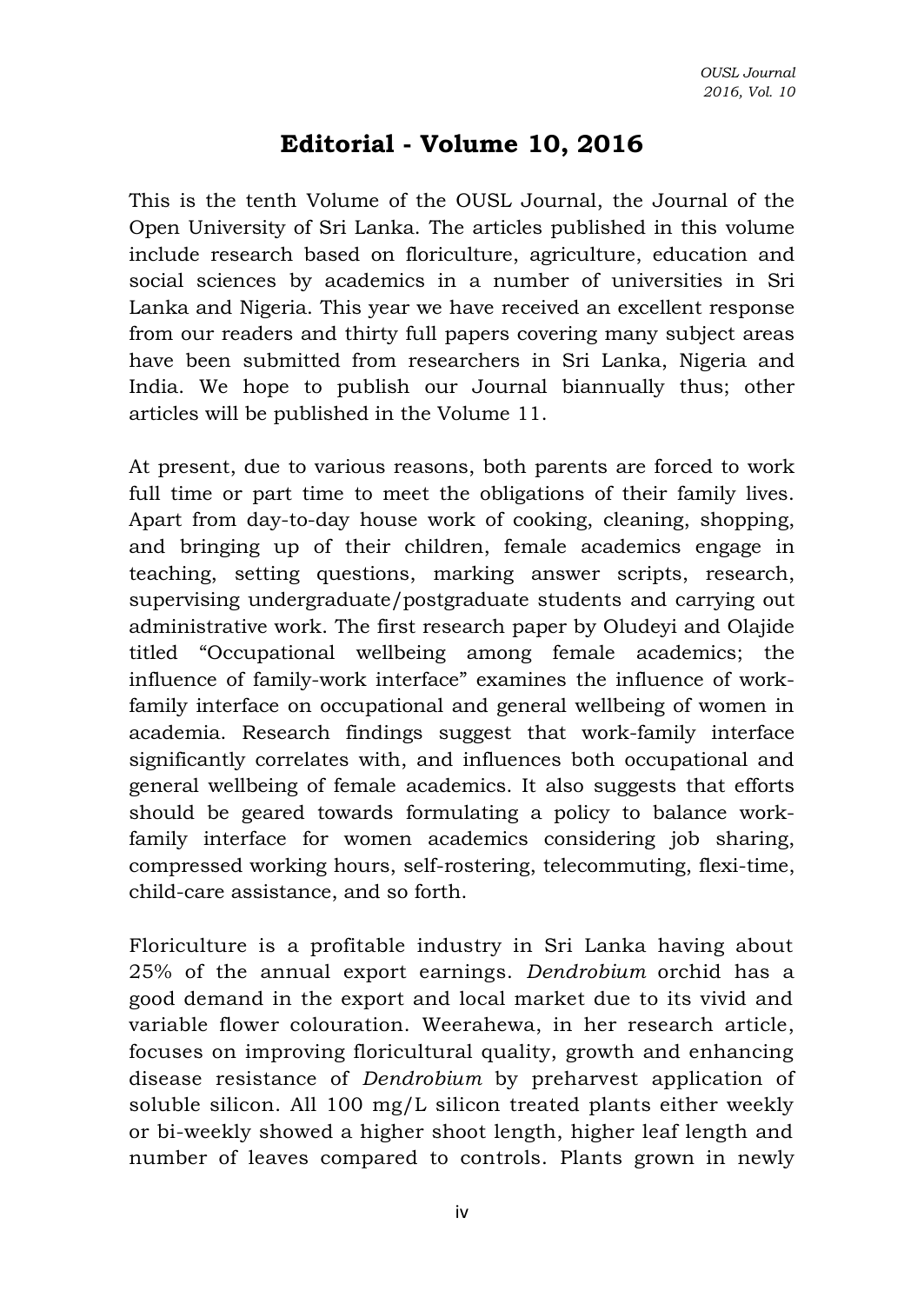# Editorial - Volume 10, 2016

This is the tenth Volume of the OUSL Journal, the Journal of the Open University of Sri Lanka. The articles published in this volume include research based on floriculture, agriculture, education and social sciences by academics in a number of universities in Sri Lanka and Nigeria. This year we have received an excellent response from our readers and thirty full papers covering many subject areas have been submitted from researchers in Sri Lanka, Nigeria and India. We hope to publish our Journal biannually thus; other articles will be published in the Volume 11.

At present, due to various reasons, both parents are forced to work full time or part time to meet the obligations of their family lives. Apart from day-to-day house work of cooking, cleaning, shopping, and bringing up of their children, female academics engage in teaching, setting questions, marking answer scripts, research, supervising undergraduate/postgraduate students and carrying out administrative work. The first research paper by Oludeyi and Olajide titled "Occupational wellbeing among female academics; the influence of family-work interface" examines the influence of work-family interface on occupational and general wellbeing of women in academia. Research findings suggest that work-family interface significantly correlates with, and influences both occupational and general wellbeing of female academics. It also suggests that efforts should be geared towards formulating a policy to balance work-family interface for women academics considering job sharing, compressed working hours, self-rostering, telecommuting, flexi-time, child-care assistance, and so forth.

Floriculture is a profitable industry in Sri Lanka having about 25% of the annual export earnings. *Dendrobium* orchid has a good demand in the export and local market due to its vivid and variable flower colouration. Weerahewa, in her research article, focuses on improving floricultural quality, growth and enhancing disease resistance of *Dendrobium* by preharvest application of soluble silicon. All 100 mg/L silicon treated plants either weekly or bi-weekly showed a higher shoot length, higher leaf length and number of leaves compared to controls. Plants grown in newly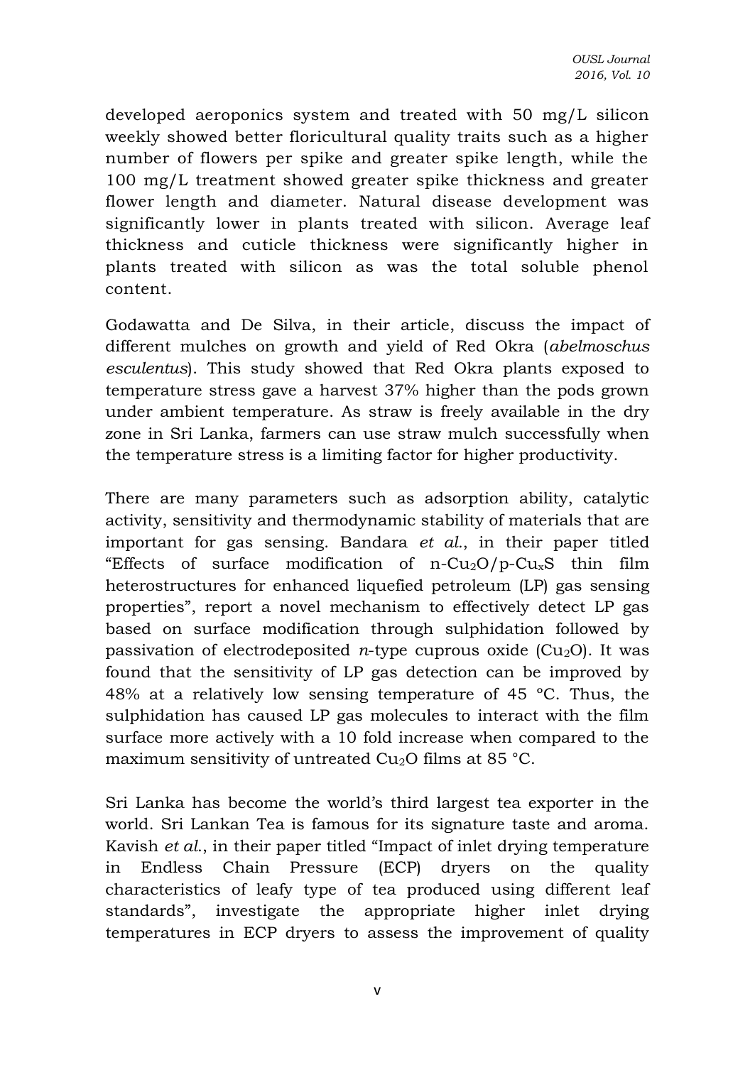developed aeroponics system and treated with 50 mg/L silicon weekly showed better floricultural quality traits such as a higher number of flowers per spike and greater spike length, while the 100 mg/L treatment showed greater spike thickness and greater flower length and diameter. Natural disease development was significantly lower in plants treated with silicon. Average leaf thickness and cuticle thickness were significantly higher in plants treated with silicon as was the total soluble phenol content.

Godawatta and De Silva, in their article, discuss the impact of different mulches on growth and yield of Red Okra (*abelmoschus esculentus*). This study showed that Red Okra plants exposed to temperature stress gave a harvest 37% higher than the pods grown under ambient temperature. As straw is freely available in the dry zone in Sri Lanka, farmers can use straw mulch successfully when the temperature stress is a limiting factor for higher productivity.

There are many parameters such as adsorption ability, catalytic activity, sensitivity and thermodynamic stability of materials that are important for gas sensing. Bandara *et al.*, in their paper titled "Effects of surface modification of n-$Cu_2O$/p-$Cu_xS$ thin film heterostructures for enhanced liquefied petroleum (LP) gas sensing properties", report a novel mechanism to effectively detect LP gas based on surface modification through sulphidation followed by passivation of electrodeposited *n*-type cuprous oxide ($Cu_2O$). It was found that the sensitivity of LP gas detection can be improved by 48% at a relatively low sensing temperature of 45 °C. Thus, the sulphidation has caused LP gas molecules to interact with the film surface more actively with a 10 fold increase when compared to the maximum sensitivity of untreated $Cu_2O$ films at 85 °C.

Sri Lanka has become the world's third largest tea exporter in the world. Sri Lankan Tea is famous for its signature taste and aroma. Kavish *et al.*, in their paper titled "Impact of inlet drying temperature in Endless Chain Pressure (ECP) dryers on the quality characteristics of leafy type of tea produced using different leaf standards", investigate the appropriate higher inlet drying temperatures in ECP dryers to assess the improvement of quality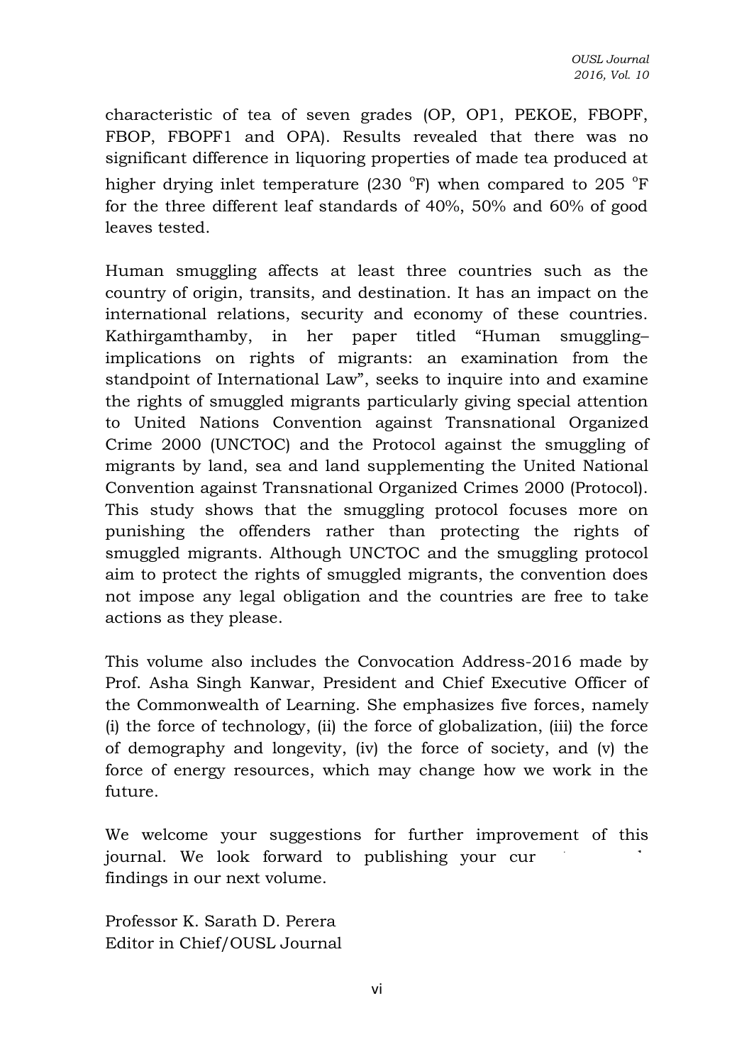characteristic of tea of seven grades (OP, OP1, PEKOE, FBOPF, FBOP, FBOPF1 and OPA). Results revealed that there was no significant difference in liquoring properties of made tea produced at higher drying inlet temperature (230 $^{o}$F) when compared to 205 $^{o}$F for the three different leaf standards of 40%, 50% and 60% of good leaves tested.

Human smuggling affects at least three countries such as the country of origin, transits, and destination. It has an impact on the international relations, security and economy of these countries. Kathirgamthamby, in her paper titled "Human smuggling– implications on rights of migrants: an examination from the standpoint of International Law", seeks to inquire into and examine the rights of smuggled migrants particularly giving special attention to United Nations Convention against Transnational Organized Crime 2000 (UNCTOC) and the Protocol against the smuggling of migrants by land, sea and land supplementing the United National Convention against Transnational Organized Crimes 2000 (Protocol). This study shows that the smuggling protocol focuses more on punishing the offenders rather than protecting the rights of smuggled migrants. Although UNCTOC and the smuggling protocol aim to protect the rights of smuggled migrants, the convention does not impose any legal obligation and the countries are free to take actions as they please.

This volume also includes the Convocation Address-2016 made by Prof. Asha Singh Kanwar, President and Chief Executive Officer of the Commonwealth of Learning. She emphasizes five forces, namely (i) the force of technology, (ii) the force of globalization, (iii) the force of demography and longevity, (iv) the force of society, and (v) the force of energy resources, which may change how we work in the future.

We welcome your suggestions for further improvement of this journal. We look forward to publishing your cur findings in our next volume.

Professor K. Sarath D. Perera
Editor in Chief/OUSL Journal